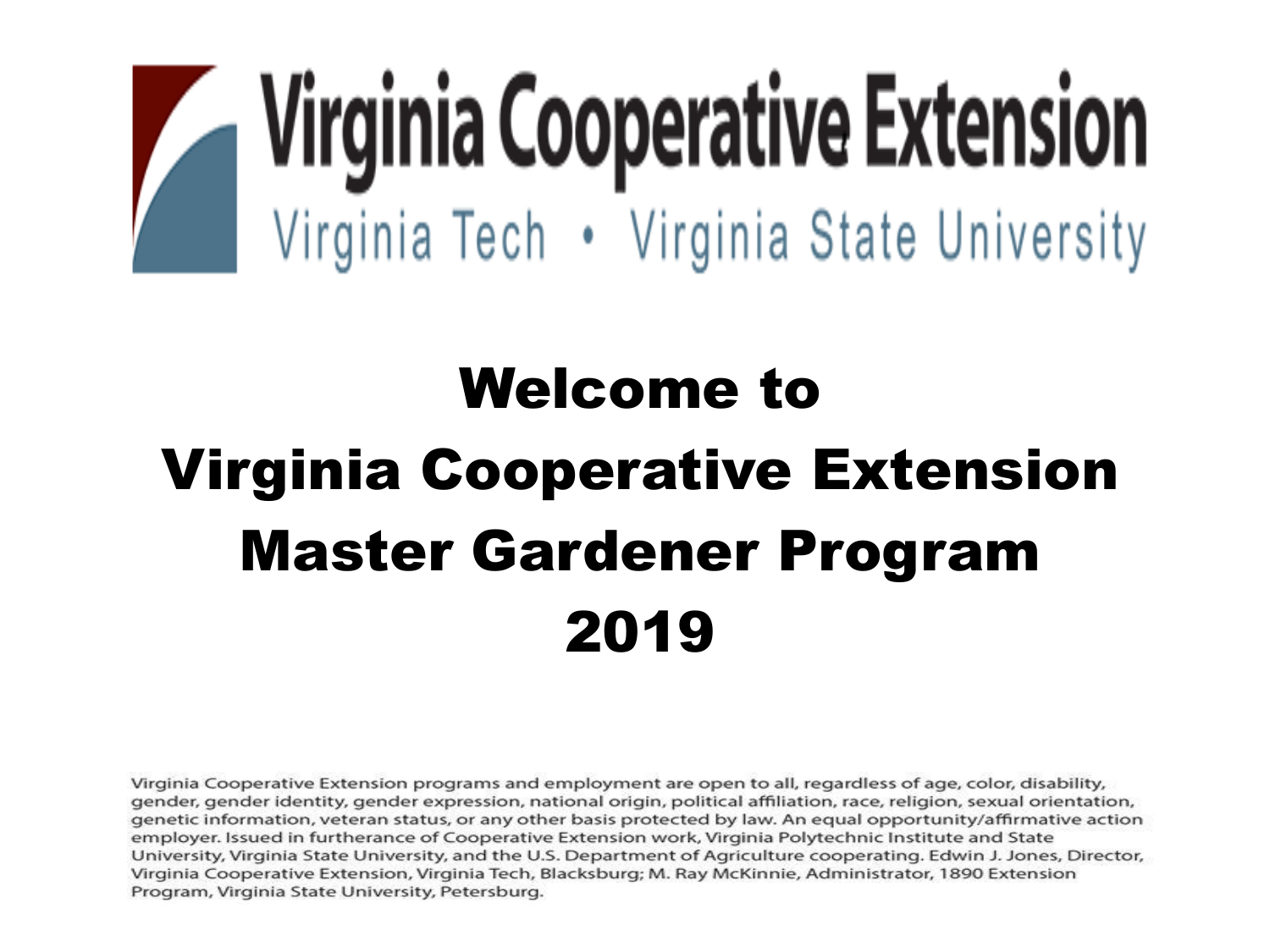Virginia Cooperative Extension

Virginia Tech • Virginia State University

# Welcome to Virginia Cooperative Extension Master Gardener Program 2019

Virginia Cooperative Extension programs and employment are open to all, regardless of age, color, disability, gender, gender identity, gender expression, national origin, political affiliation, race, religion, sexual orientation, genetic information, veteran status, or any other basis protected by law. An equal opportunity/affirmative action employer. Issued in furtherance of Cooperative Extension work, Virginia Polytechnic Institute and State University, Virginia State University, and the U.S. Department of Agriculture cooperating. Edwin J. Jones, Director, Virginia Cooperative Extension, Virginia Tech, Blacksburg; M. Ray McKinnie, Administrator, 1890 Extension Program, Virginia State University, Petersburg.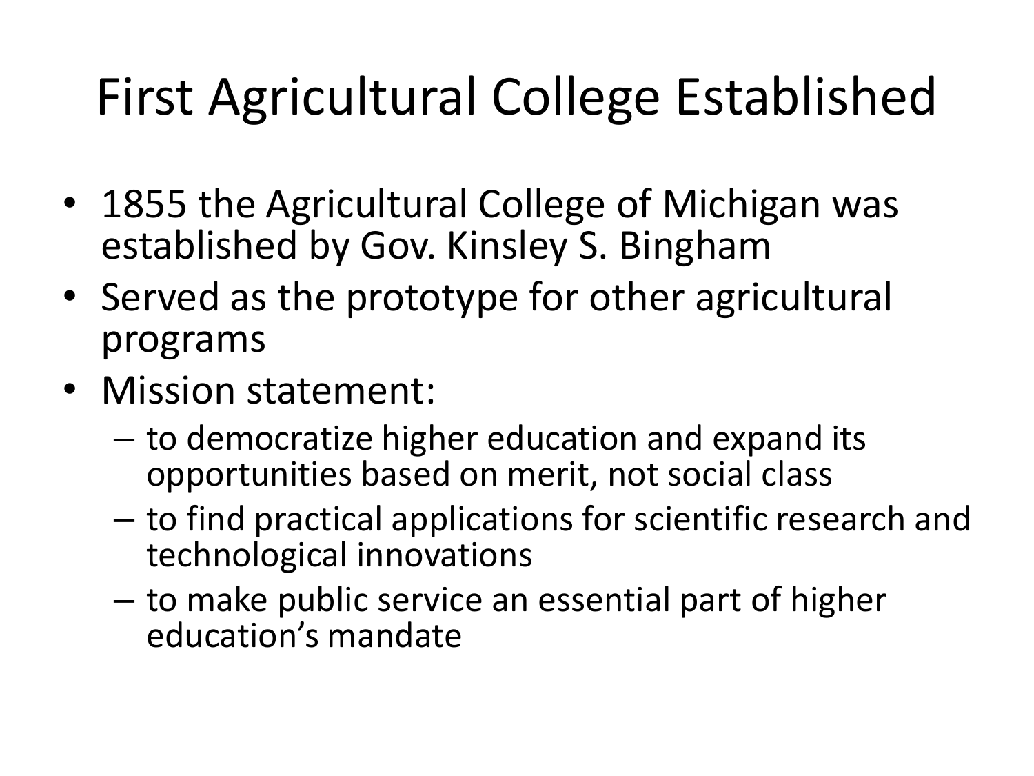# First Agricultural College Established

- 1855 the Agricultural College of Michigan was established by Gov. Kinsley S. Bingham
- Served as the prototype for other agricultural programs
- Mission statement:
  - to democratize higher education and expand its opportunities based on merit, not social class
  - to find practical applications for scientific research and technological innovations
  - to make public service an essential part of higher education’s mandate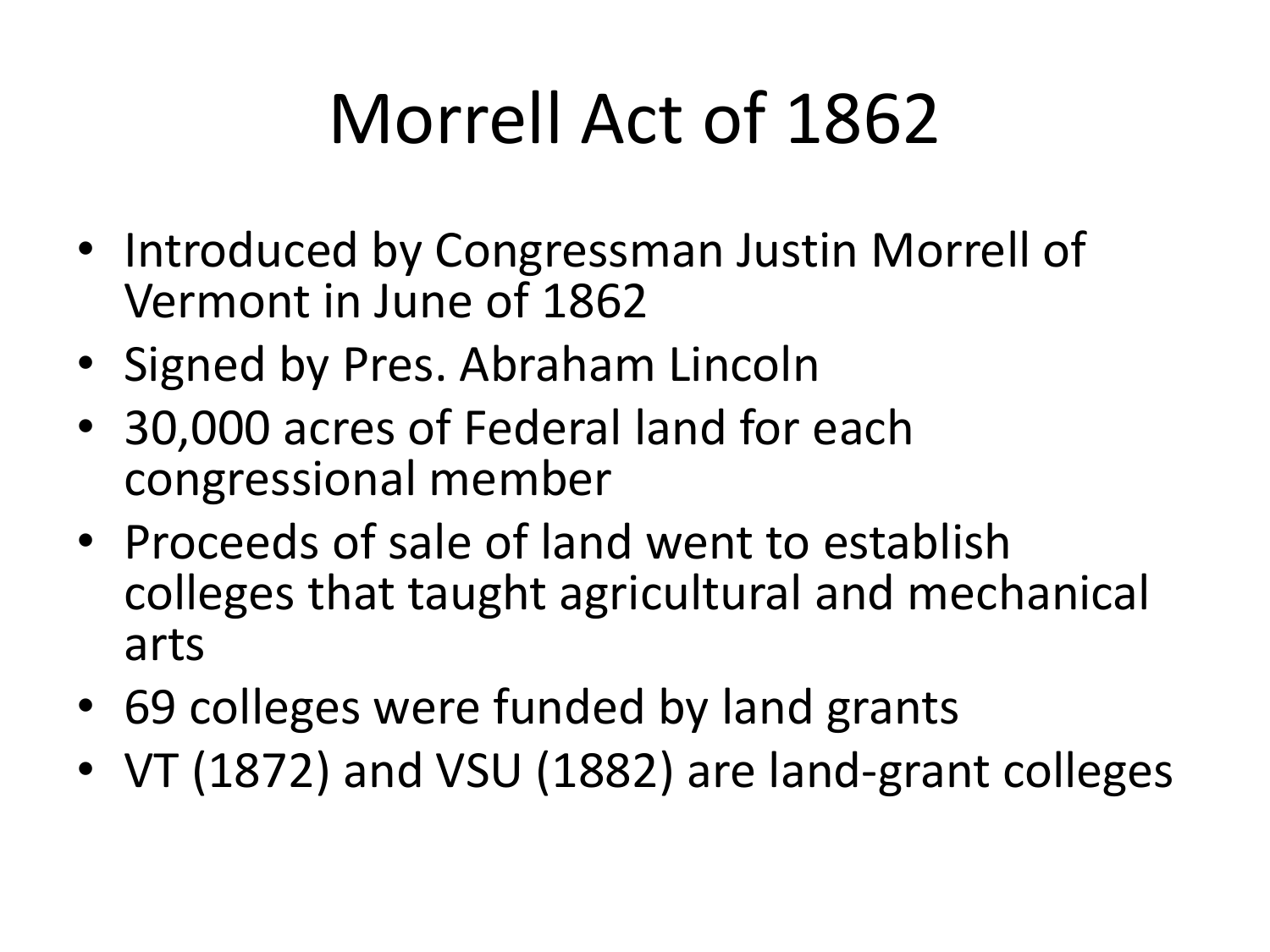# Morrell Act of 1862

- Introduced by Congressman Justin Morrell of Vermont in June of 1862
- Signed by Pres. Abraham Lincoln
- 30,000 acres of Federal land for each congressional member
- Proceeds of sale of land went to establish colleges that taught agricultural and mechanical arts
- 69 colleges were funded by land grants
- VT (1872) and VSU (1882) are land-grant colleges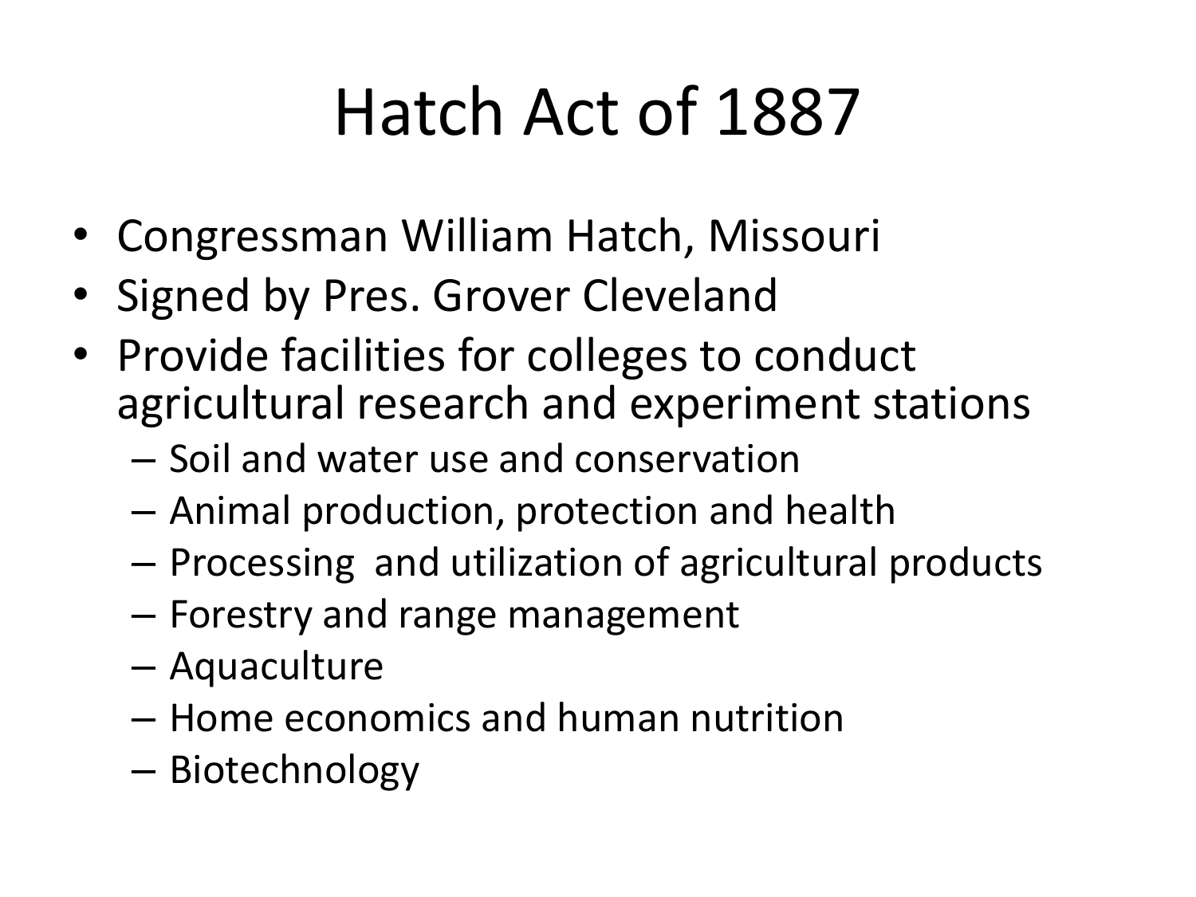# Hatch Act of 1887

- Congressman William Hatch, Missouri
- Signed by Pres. Grover Cleveland
- Provide facilities for colleges to conduct agricultural research and experiment stations
  - Soil and water use and conservation
  - Animal production, protection and health
  - Processing and utilization of agricultural products
  - Forestry and range management
  - Aquaculture
  - Home economics and human nutrition
  - Biotechnology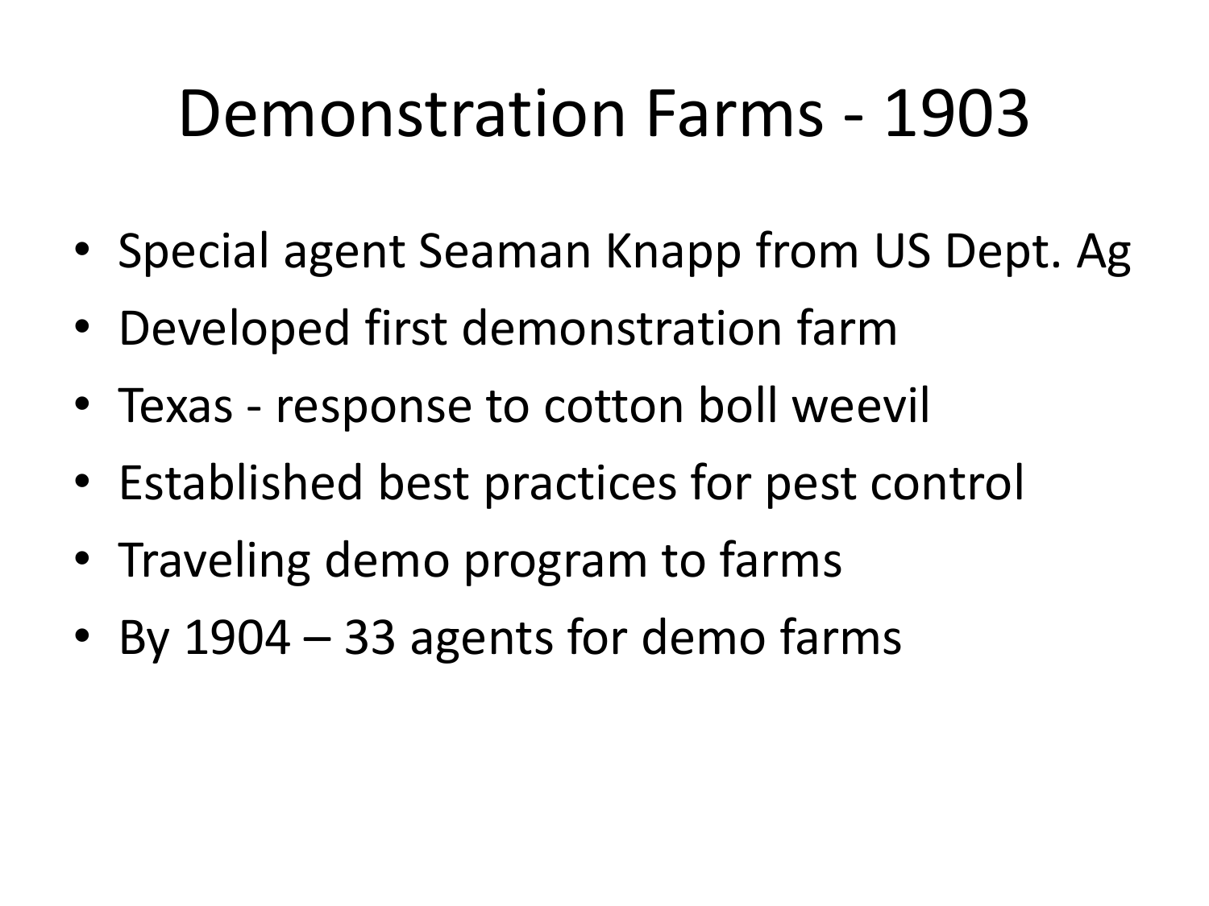# Demonstration Farms - 1903

- Special agent Seaman Knapp from US Dept. Ag
- Developed first demonstration farm
- Texas - response to cotton boll weevil
- Established best practices for pest control
- Traveling demo program to farms
- By 1904 – 33 agents for demo farms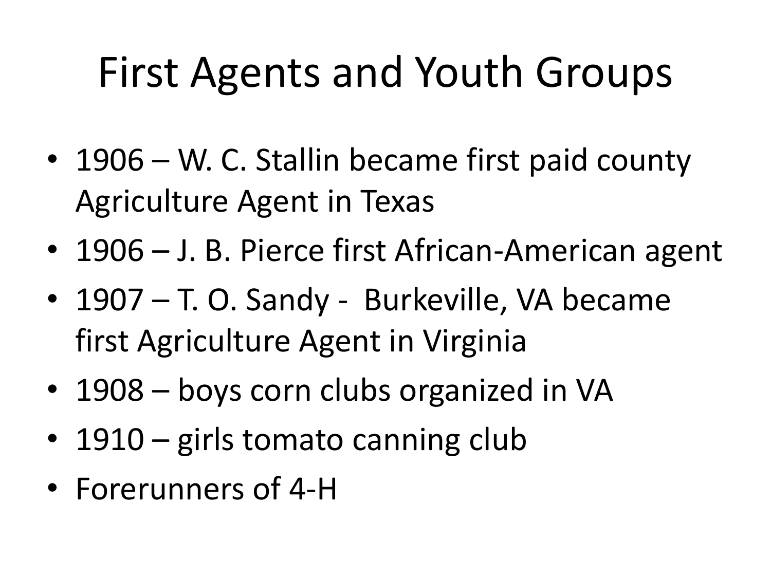# First Agents and Youth Groups

- 1906 – W. C. Stallin became first paid county Agriculture Agent in Texas
- 1906 – J. B. Pierce first African-American agent
- 1907 – T. O. Sandy - Burkeville, VA became first Agriculture Agent in Virginia
- 1908 – boys corn clubs organized in VA
- 1910 – girls tomato canning club
- Forerunners of 4-H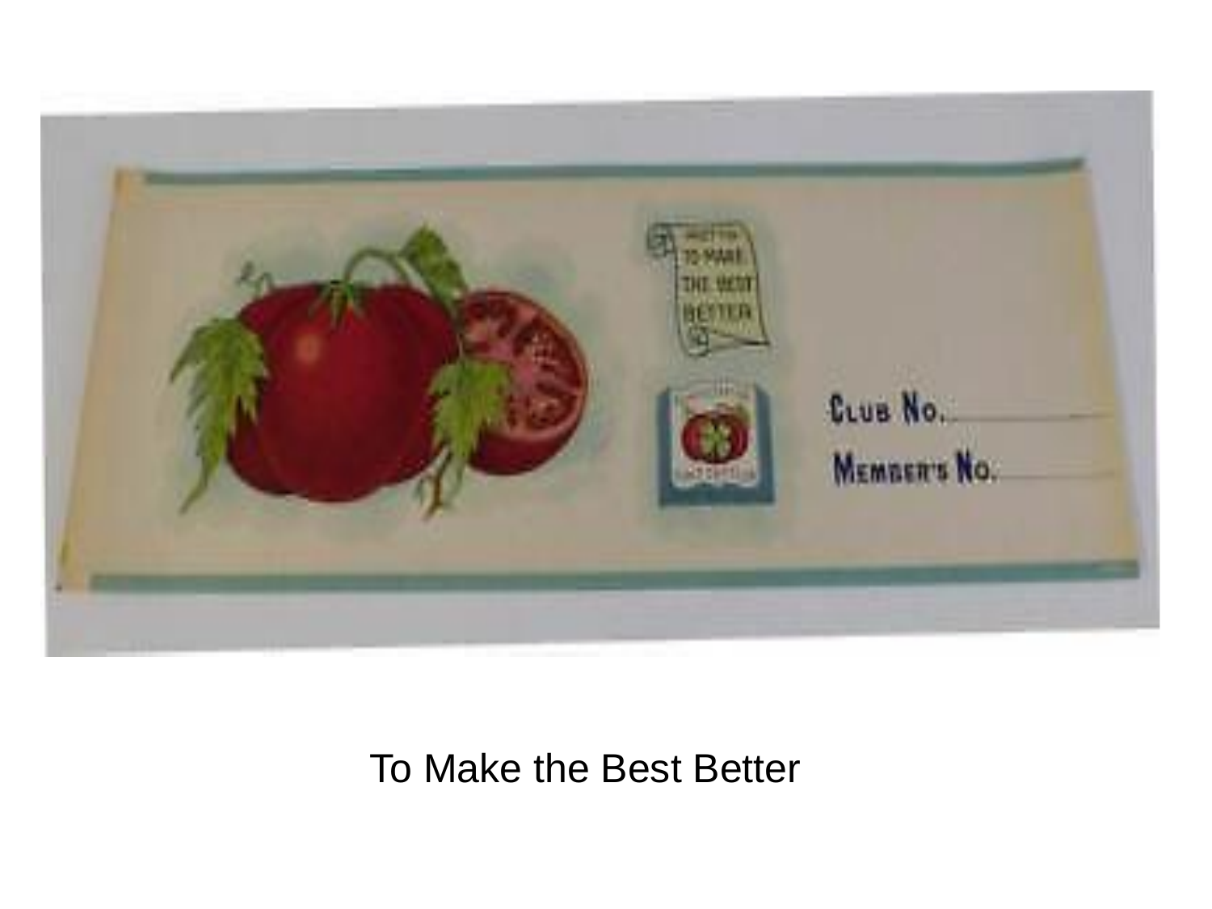CLUB No.

MEMBER'S No.

To Make the Best Better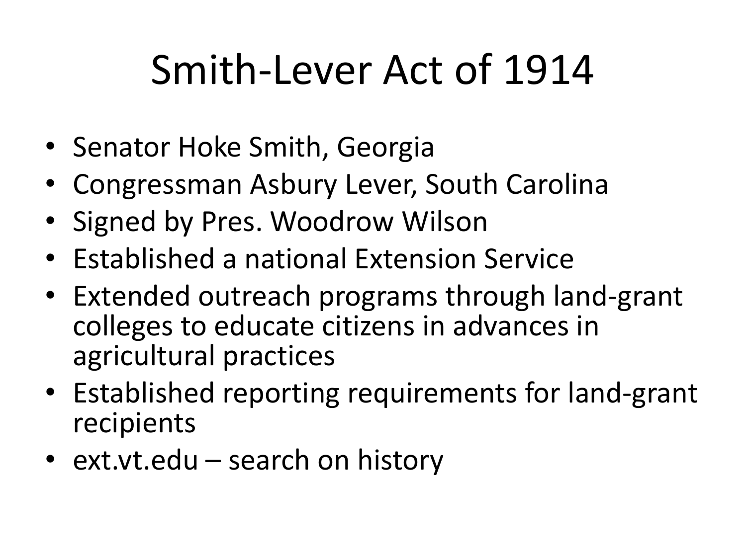# Smith-Lever Act of 1914

- Senator Hoke Smith, Georgia
- Congressman Asbury Lever, South Carolina
- Signed by Pres. Woodrow Wilson
- Established a national Extension Service
- Extended outreach programs through land-grant colleges to educate citizens in advances in agricultural practices
- Established reporting requirements for land-grant recipients
- ext.vt.edu – search on history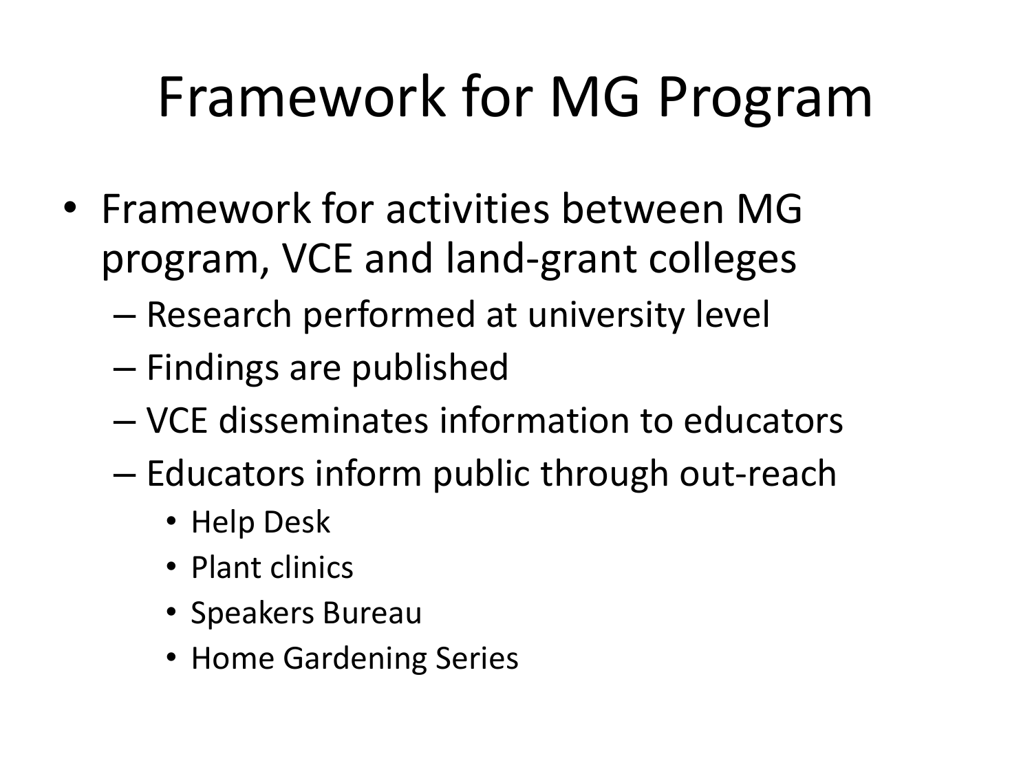# Framework for MG Program

- Framework for activities between MG program, VCE and land-grant colleges
  - Research performed at university level
  - Findings are published
  - VCE disseminates information to educators
  - Educators inform public through out-reach
    - Help Desk
    - Plant clinics
    - Speakers Bureau
    - Home Gardening Series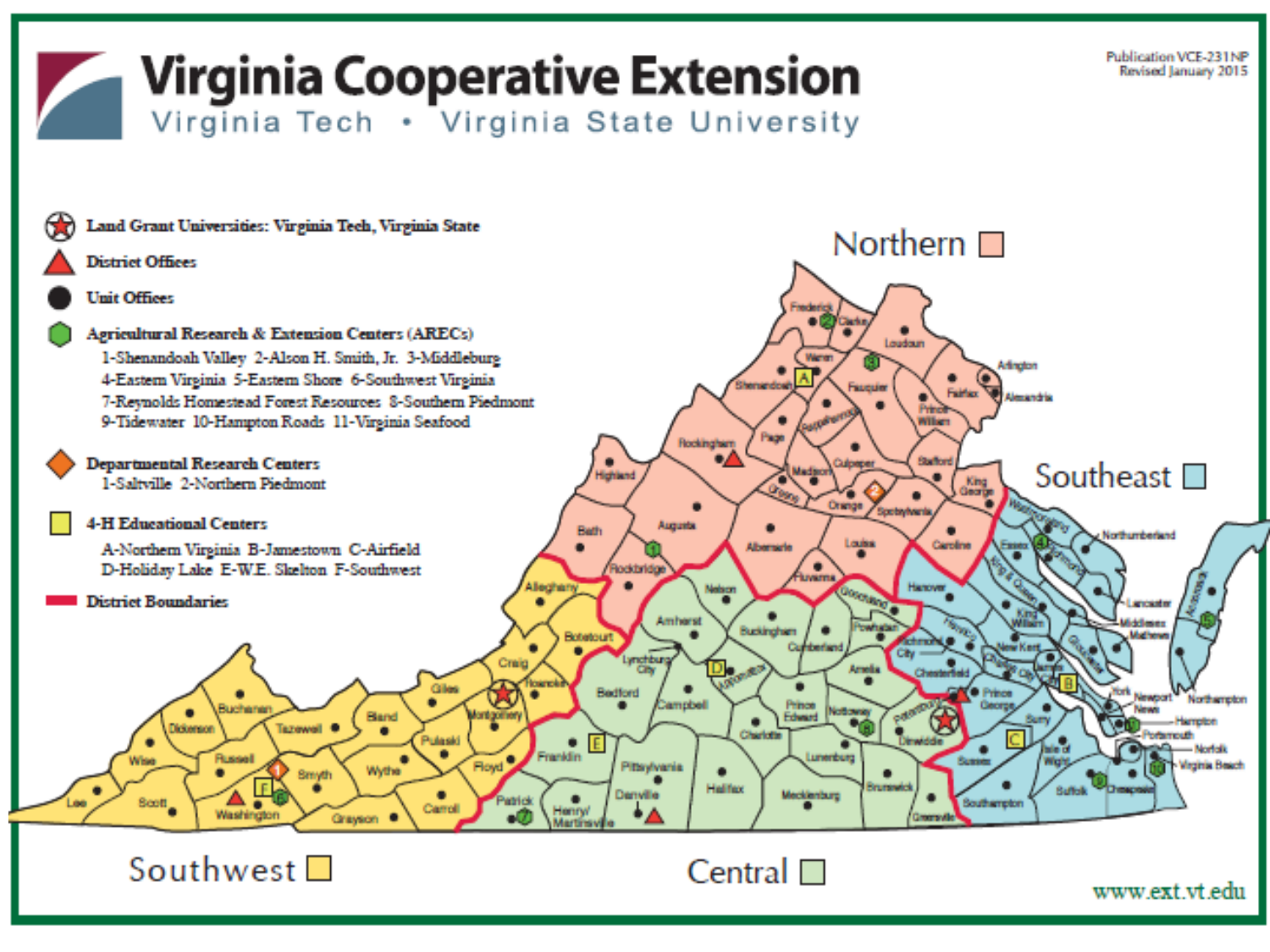# Virginia Cooperative Extension

## Virginia Tech • Virginia State University

Publication VCE-231NP
Revised January 2015

- Land Grant Universities: Virginia Tech, Virginia State
- District Offices
- Unit Offices
- Agricultural Research & Extension Centers (ARECs)
  - 1-Shenandoah Valley 2-Alson H. Smith, Jr. 3-Middleburg
  - 4-Eastern Virginia 5-Eastern Shore 6-Southwest Virginia
  - 7-Reynolds Homestead Forest Resources 8-Southern Piedmont
  - 9-Tidewater 10-Hampton Roads 11-Virginia Seafood
- Departmental Research Centers
  - 1-Saltville 2-Northern Piedmont
- 4-H Educational Centers
  - A-Northern Virginia B-Jamestown C-Airfield
  - D-Holiday Lake E-W.E. Skelton F-Southwest
- District Boundaries

Northern

Southeast

Southwest

Central

www.ext.vt.edu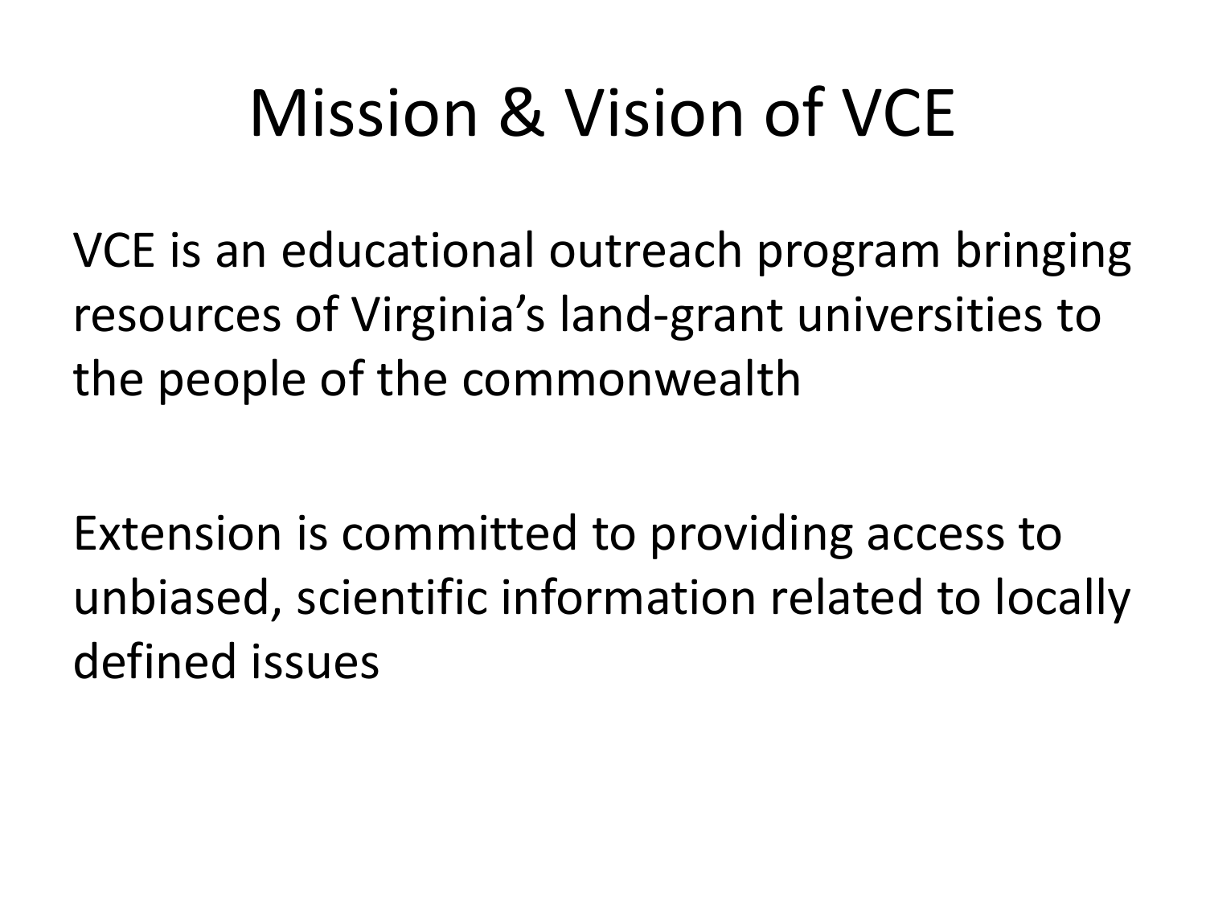# Mission & Vision of VCE

VCE is an educational outreach program bringing resources of Virginia’s land-grant universities to the people of the commonwealth

Extension is committed to providing access to unbiased, scientific information related to locally defined issues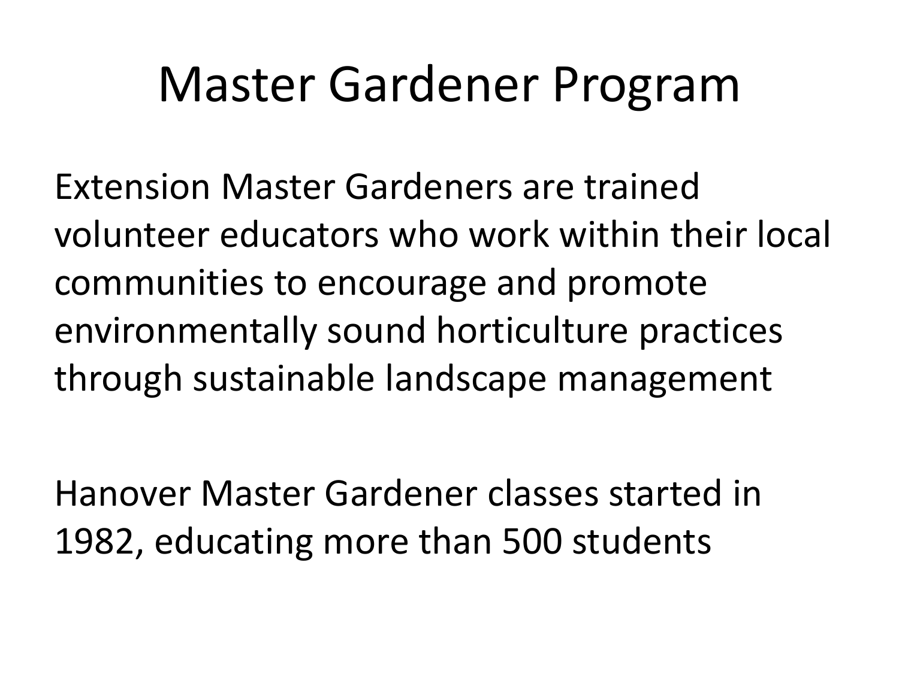# Master Gardener Program

Extension Master Gardeners are trained volunteer educators who work within their local communities to encourage and promote environmentally sound horticulture practices through sustainable landscape management

Hanover Master Gardener classes started in 1982, educating more than 500 students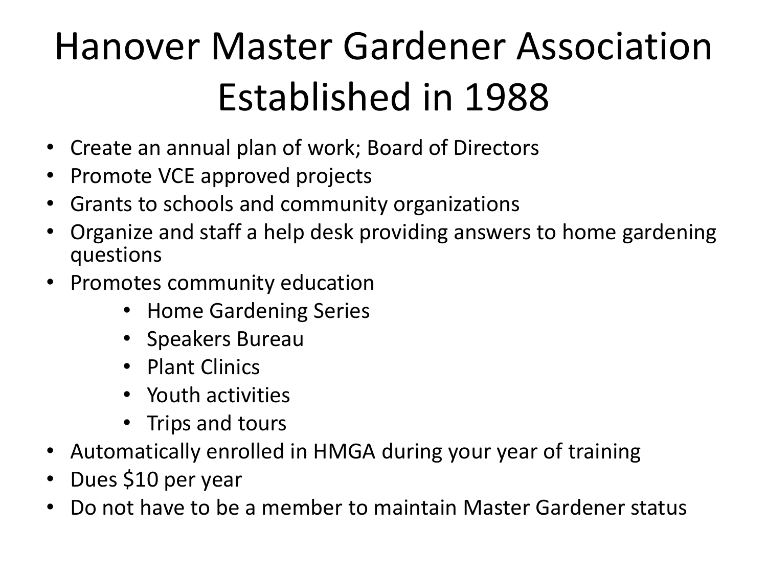# Hanover Master Gardener Association Established in 1988

- Create an annual plan of work; Board of Directors
- Promote VCE approved projects
- Grants to schools and community organizations
- Organize and staff a help desk providing answers to home gardening questions
- Promotes community education
  - Home Gardening Series
  - Speakers Bureau
  - Plant Clinics
  - Youth activities
  - Trips and tours
- Automatically enrolled in HMGA during your year of training
- Dues $10 per year
- Do not have to be a member to maintain Master Gardener status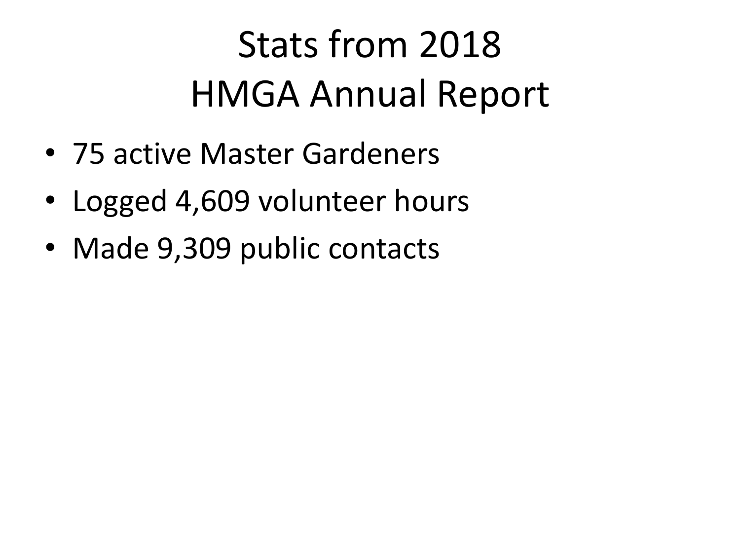# Stats from 2018 HMGA Annual Report

- 75 active Master Gardeners
- Logged 4,609 volunteer hours
- Made 9,309 public contacts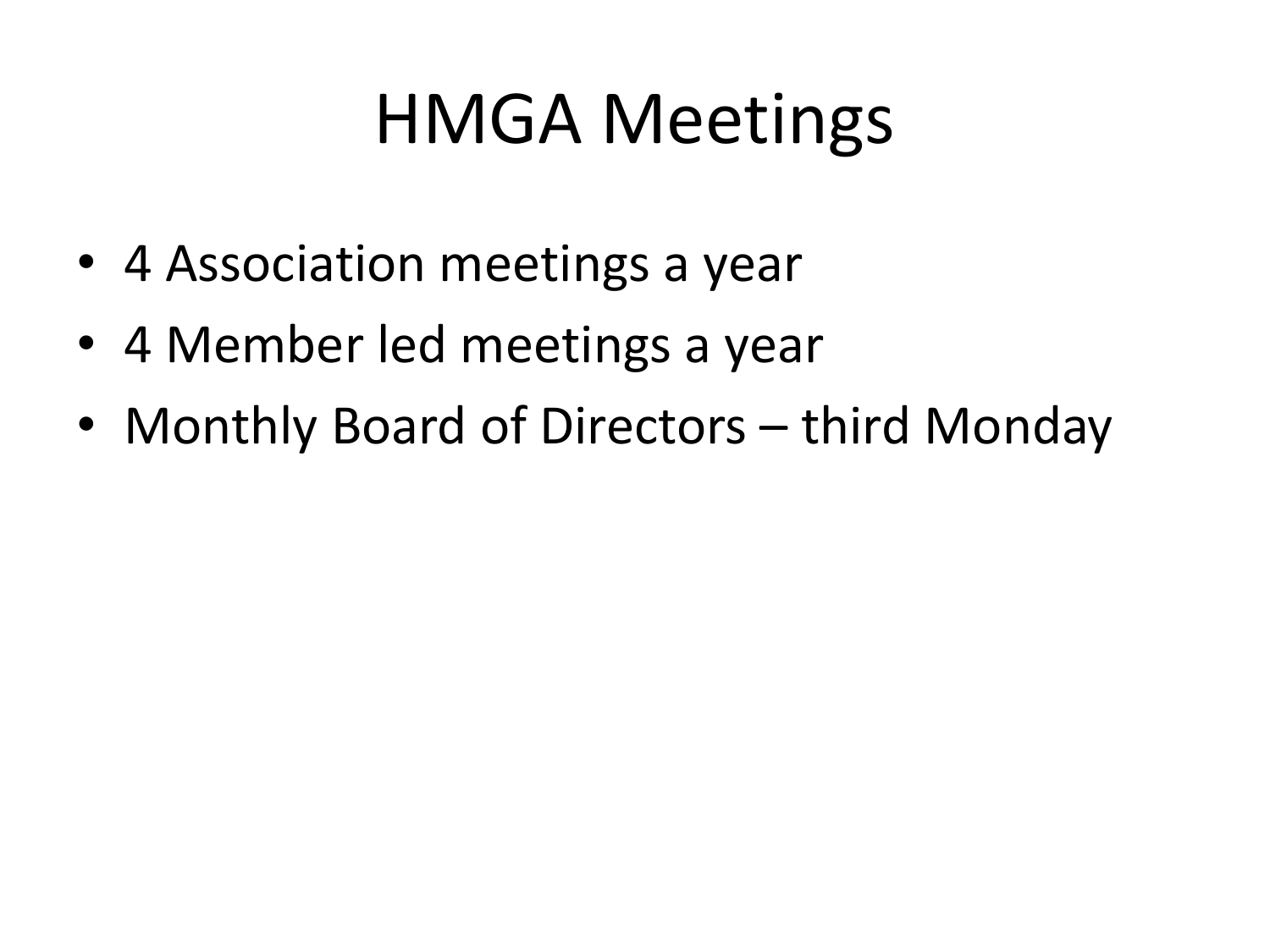# HMGA Meetings

- 4 Association meetings a year
- 4 Member led meetings a year
- Monthly Board of Directors – third Monday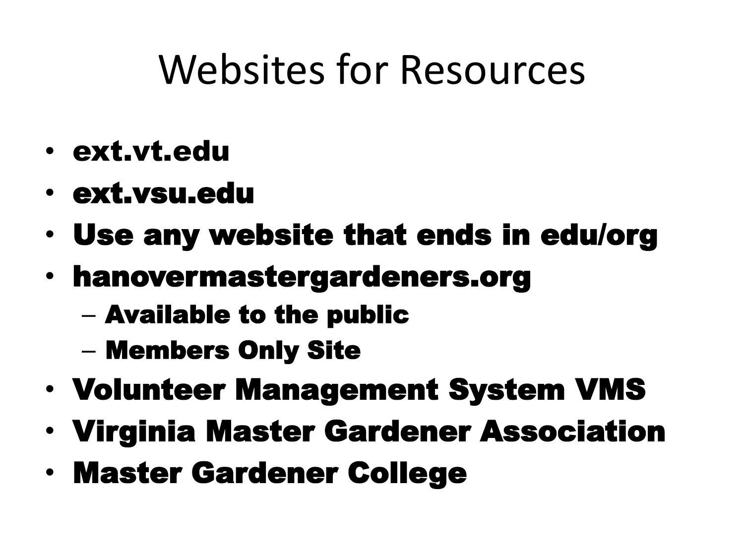# Websites for Resources

- **ext.vt.edu**
- **ext.vsu.edu**
- **Use any website that ends in edu/org**
- **hanovermastergardeners.org**
  - **Available to the public**
  - **Members Only Site**
- **Volunteer Management System VMS**
- **Virginia Master Gardener Association**
- **Master Gardener College**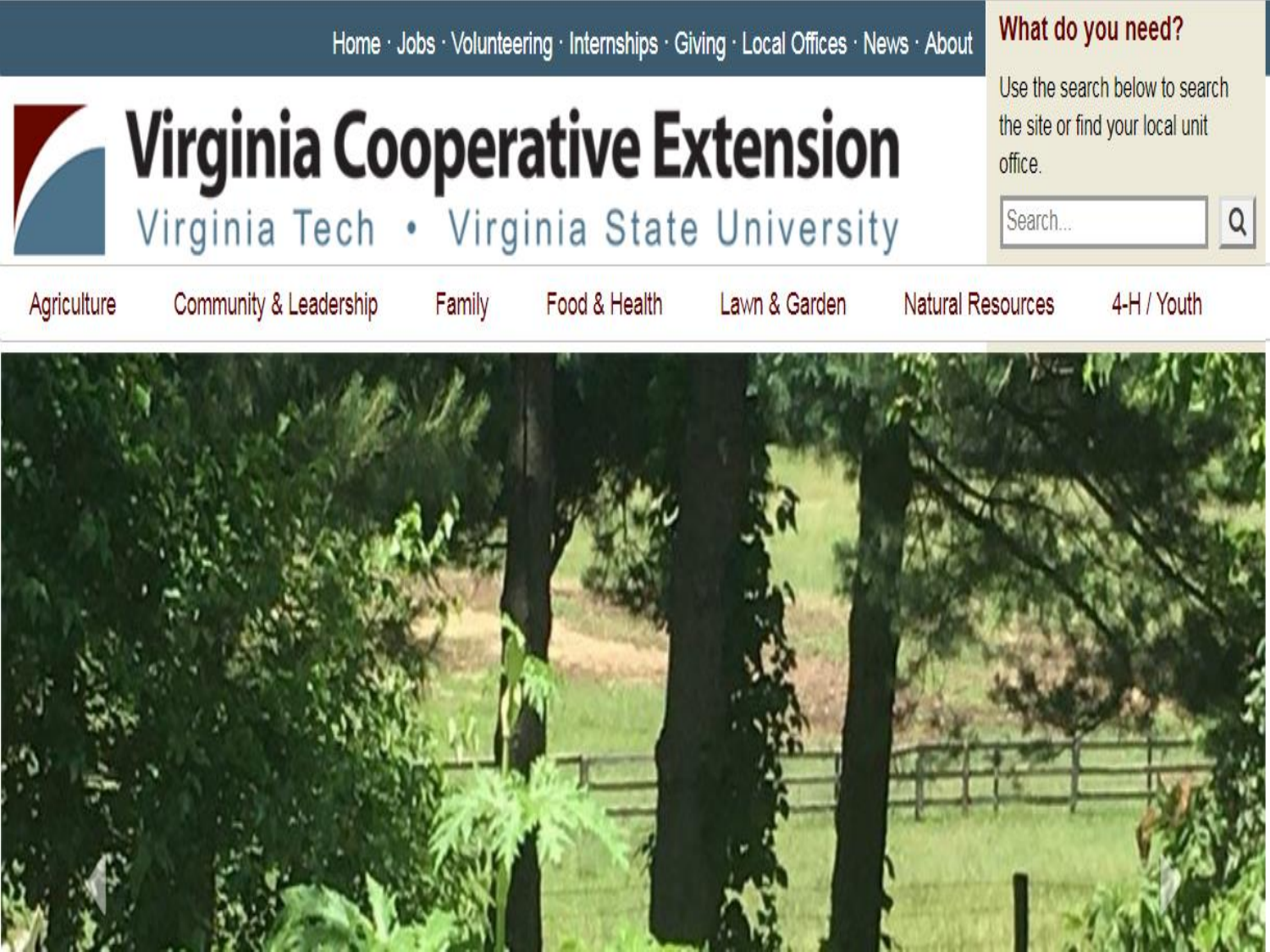Home · Jobs · Volunteering · Internships · Giving · Local Offices · News · About

# Virginia Cooperative Extension

Virginia Tech • Virginia State University

**What do you need?**

Use the search below to search the site or find your local unit office.

Search...

Agriculture | Community & Leadership | Family | Food & Health | Lawn & Garden | Natural Resources | 4-H / Youth